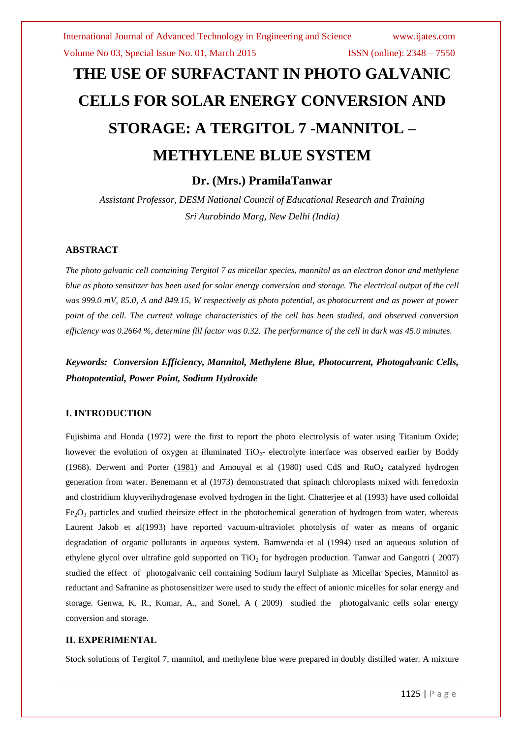# THE USE OF SURFACTANT IN PHOTO GALVANIC CELLS FOR SOLAR ENERGY CONVERSION AND STORAGE: A TERGITOL 7 -MANNITOL – METHYLENE BLUE SYSTEM

**Dr. (Mrs.) PramilaTanwar**

*Assistant Professor, DESM National Council of Educational Research and Training*
*Sri Aurobindo Marg, New Delhi (India)*

### ABSTRACT

*The photo galvanic cell containing Tergitol 7 as micellar species, mannitol as an electron donor and methylene blue as photo sensitizer has been used for solar energy conversion and storage. The electrical output of the cell was 999.0 mV, 85.0, A and 849.15, W respectively as photo potential, as photocurrent and as power at power point of the cell. The current voltage characteristics of the cell has been studied, and observed conversion efficiency was 0.2664 %, determine fill factor was 0.32. The performance of the cell in dark was 45.0 minutes.*

***Keywords:* *Conversion Efficiency, Mannitol, Methylene Blue, Photocurrent, Photogalvanic Cells, Photopotential, Power Point, Sodium Hydroxide***

### I. INTRODUCTION

Fujishima and Honda (1972) were the first to report the photo electrolysis of water using Titanium Oxide; however the evolution of oxygen at illuminated $TiO_2$- electrolyte interface was observed earlier by Boddy (1968). Derwent and Porter (1981) and Amouyal et al (1980) used CdS and $RuO_2$ catalyzed hydrogen generation from water. Benemann et al (1973) demonstrated that spinach chloroplasts mixed with ferredoxin and clostridium kluyverihydrogenase evolved hydrogen in the light. Chatterjee et al (1993) have used colloidal $Fe_2O_3$ particles and studied theirsize effect in the photochemical generation of hydrogen from water, whereas Laurent Jakob et al(1993) have reported vacuum-ultraviolet photolysis of water as means of organic degradation of organic pollutants in aqueous system. Bamwenda et al (1994) used an aqueous solution of ethylene glycol over ultrafine gold supported on $TiO_2$ for hydrogen production. Tanwar and Gangotri ( 2007) studied the effect of photogalvanic cell containing Sodium lauryl Sulphate as Micellar Species, Mannitol as reductant and Safranine as photosensitizer were used to study the effect of anionic micelles for solar energy and storage. Genwa, K. R., Kumar, A., and Sonel, A ( 2009) studied the photogalvanic cells solar energy conversion and storage.

### II. EXPERIMENTAL

Stock solutions of Tergitol 7, mannitol, and methylene blue were prepared in doubly distilled water. A mixture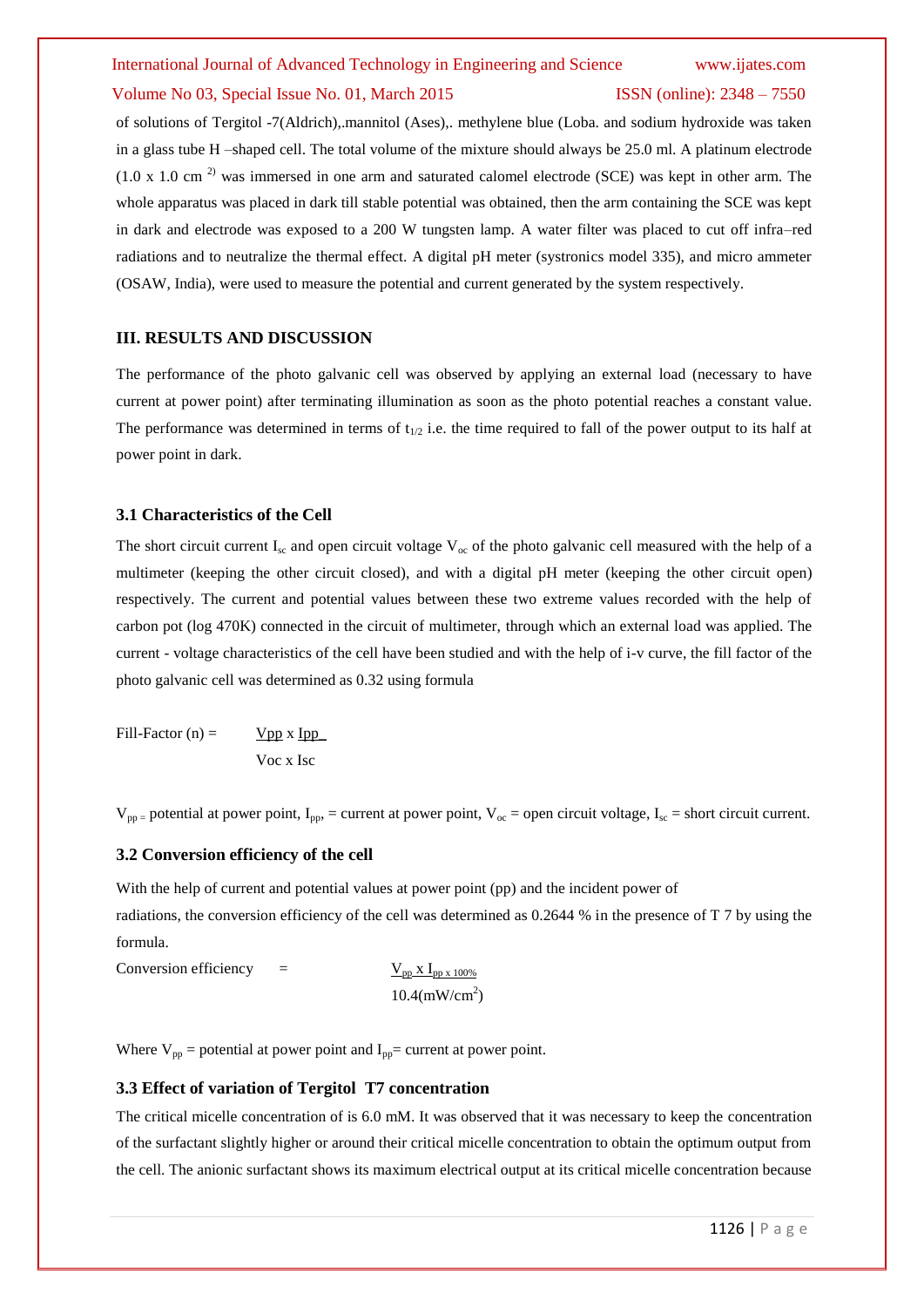of solutions of Tergitol -7(Aldrich),.mannitol (Ases),. methylene blue (Loba. and sodium hydroxide was taken in a glass tube H –shaped cell. The total volume of the mixture should always be 25.0 ml. A platinum electrode (1.0 x 1.0 $cm^{2)}$ was immersed in one arm and saturated calomel electrode (SCE) was kept in other arm. The whole apparatus was placed in dark till stable potential was obtained, then the arm containing the SCE was kept in dark and electrode was exposed to a 200 W tungsten lamp. A water filter was placed to cut off infra–red radiations and to neutralize the thermal effect. A digital pH meter (systronics model 335), and micro ammeter (OSAW, India), were used to measure the potential and current generated by the system respectively.

## III. RESULTS AND DISCUSSION

The performance of the photo galvanic cell was observed by applying an external load (necessary to have current at power point) after terminating illumination as soon as the photo potential reaches a constant value. The performance was determined in terms of $t_{1/2}$ i.e. the time required to fall of the power output to its half at power point in dark.

### 3.1 Characteristics of the Cell

The short circuit current $I_{sc}$ and open circuit voltage $V_{oc}$ of the photo galvanic cell measured with the help of a multimeter (keeping the other circuit closed), and with a digital pH meter (keeping the other circuit open) respectively. The current and potential values between these two extreme values recorded with the help of carbon pot (log 470K) connected in the circuit of multimeter, through which an external load was applied. The current - voltage characteristics of the cell have been studied and with the help of i-v curve, the fill factor of the photo galvanic cell was determined as 0.32 using formula

$$\text{Fill-Factor } (n) = \frac{V_{pp} \times I_{pp}}{V_{oc} \times I_{sc}}$$

$V_{pp}$ = potential at power point, $I_{pp}$, = current at power point, $V_{oc}$ = open circuit voltage, $I_{sc}$ = short circuit current.

### 3.2 Conversion efficiency of the cell

With the help of current and potential values at power point (pp) and the incident power of radiations, the conversion efficiency of the cell was determined as 0.2644 % in the presence of T 7 by using the formula.

$$\text{Conversion efficiency} = \frac{V_{pp} \times I_{pp} \times 100\%}{10.4(\text{mW/cm}^2)}$$

Where $V_{pp}$ = potential at power point and $I_{pp}$= current at power point.

### 3.3 Effect of variation of Tergitol T7 concentration

The critical micelle concentration of is 6.0 mM. It was observed that it was necessary to keep the concentration of the surfactant slightly higher or around their critical micelle concentration to obtain the optimum output from the cell. The anionic surfactant shows its maximum electrical output at its critical micelle concentration because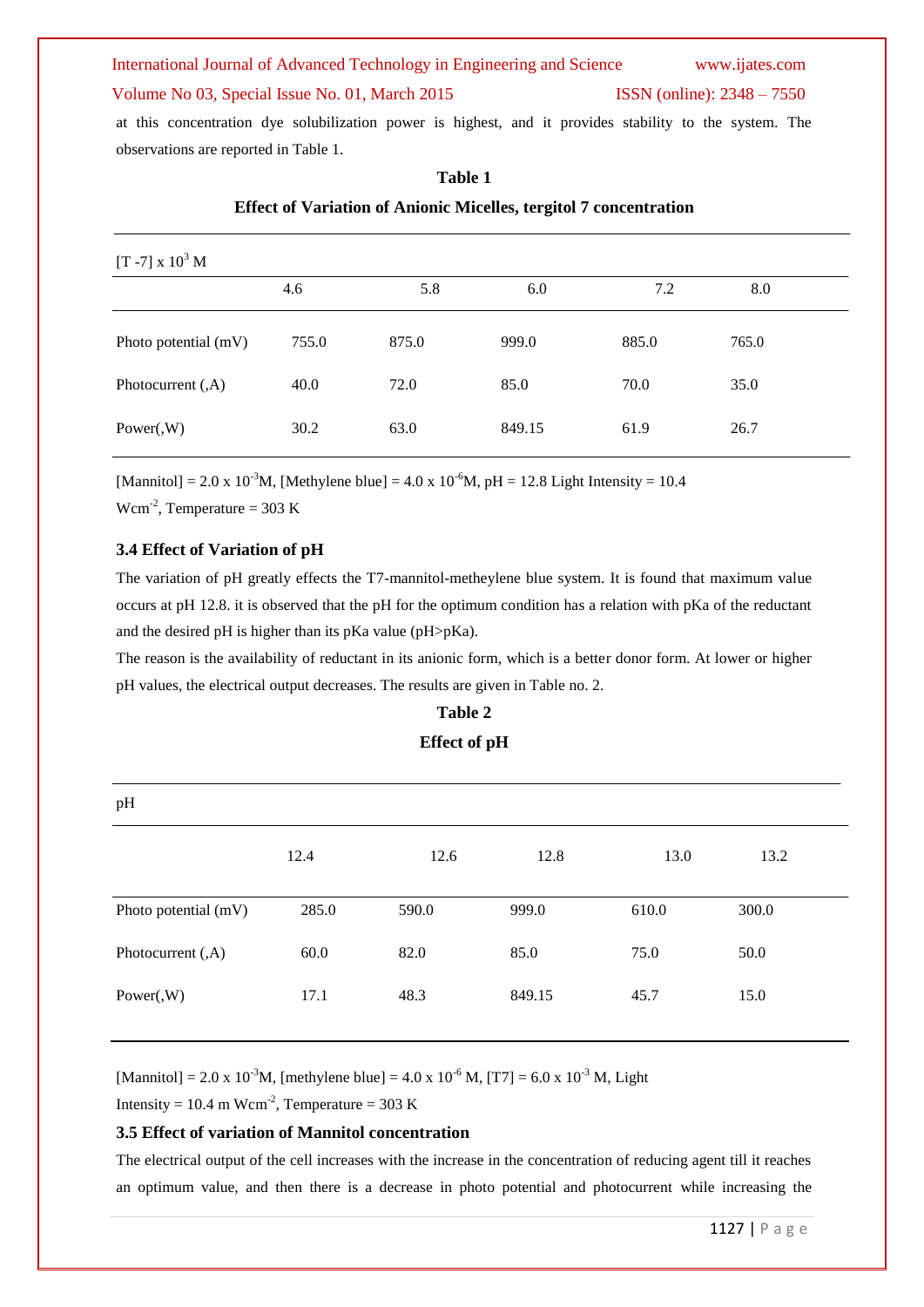at this concentration dye solubilization power is highest, and it provides stability to the system. The observations are reported in Table 1.

**Table 1**

**Effect of Variation of Anionic Micelles, tergitol 7 concentration**

| $[T\text{-}7] \times 10^3$ M | 4.6 | 5.8 | 6.0 | 7.2 | 8.0 |
|---|---|---|---|---|---|
| Photo potential (mV) | 755.0 | 875.0 | 999.0 | 885.0 | 765.0 |
| Photocurrent (,A) | 40.0 | 72.0 | 85.0 | 70.0 | 35.0 |
| Power(,W) | 30.2 | 63.0 | 849.15 | 61.9 | 26.7 |

[Mannitol] = $2.0 \times 10^{-3}$M, [Methylene blue] = $4.0 \times 10^{-6}$M, pH = 12.8 Light Intensity = 10.4 $Wcm^{-2}$, Temperature = 303 K

### 3.4 Effect of Variation of pH

The variation of pH greatly effects the T7-mannitol-metheylene blue system. It is found that maximum value occurs at pH 12.8. it is observed that the pH for the optimum condition has a relation with pKa of the reductant and the desired pH is higher than its pKa value (pH>pKa).

The reason is the availability of reductant in its anionic form, which is a better donor form. At lower or higher pH values, the electrical output decreases. The results are given in Table no. 2.

**Table 2**

**Effect of pH**

| pH | 12.4 | 12.6 | 12.8 | 13.0 | 13.2 |
|---|---|---|---|---|---|
| Photo potential (mV) | 285.0 | 590.0 | 999.0 | 610.0 | 300.0 |
| Photocurrent (,A) | 60.0 | 82.0 | 85.0 | 75.0 | 50.0 |
| Power(,W) | 17.1 | 48.3 | 849.15 | 45.7 | 15.0 |

[Mannitol] = $2.0 \times 10^{-3}$M, [methylene blue] = $4.0 \times 10^{-6}$ M, [T7] = $6.0 \times 10^{-3}$ M, Light Intensity = 10.4 m $Wcm^{-2}$, Temperature = 303 K

### 3.5 Effect of variation of Mannitol concentration

The electrical output of the cell increases with the increase in the concentration of reducing agent till it reaches an optimum value, and then there is a decrease in photo potential and photocurrent while increasing the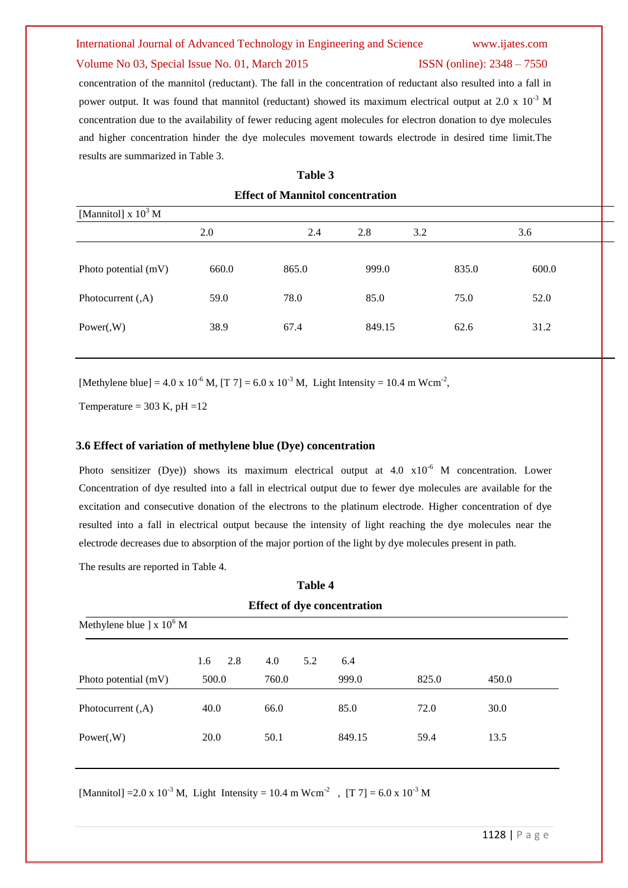concentration of the mannitol (reductant). The fall in the concentration of reductant also resulted into a fall in power output. It was found that mannitol (reductant) showed its maximum electrical output at 2.0 x $10^{-3}$ M concentration due to the availability of fewer reducing agent molecules for electron donation to dye molecules and higher concentration hinder the dye molecules movement towards electrode in desired time limit.The results are summarized in Table 3.

**Table 3**

**Effect of Mannitol concentration**

| [Mannitol] x $10^3$ M | 2.0 | 2.4 | 2.8 | 3.2 | 3.6 |
|---|---|---|---|---|---|
| Photo potential (mV) | 660.0 | 865.0 | 999.0 | 835.0 | 600.0 |
| Photocurrent (,A) | 59.0 | 78.0 | 85.0 | 75.0 | 52.0 |
| Power(,W) | 38.9 | 67.4 | 849.15 | 62.6 | 31.2 |

[Methylene blue] = 4.0 x $10^{-6}$ M, [T 7] = 6.0 x $10^{-3}$ M, Light Intensity = 10.4 m $Wcm^{-2}$,

Temperature = 303 K, pH =12

### 3.6 Effect of variation of methylene blue (Dye) concentration

Photo sensitizer (Dye)) shows its maximum electrical output at 4.0 x$10^{-6}$ M concentration. Lower Concentration of dye resulted into a fall in electrical output due to fewer dye molecules are available for the excitation and consecutive donation of the electrons to the platinum electrode. Higher concentration of dye resulted into a fall in electrical output because the intensity of light reaching the dye molecules near the electrode decreases due to absorption of the major portion of the light by dye molecules present in path.

The results are reported in Table 4.

**Table 4**

**Effect of dye concentration**

| Methylene blue ] x $10^6$ M | 1.6 | 2.8 | 4.0 | 5.2 | 6.4 |
|---|---|---|---|---|---|
| Photo potential (mV) | 500.0 | 760.0 | 999.0 | 825.0 | 450.0 |
| Photocurrent (,A) | 40.0 | 66.0 | 85.0 | 72.0 | 30.0 |
| Power(,W) | 20.0 | 50.1 | 849.15 | 59.4 | 13.5 |

[Mannitol] =2.0 x $10^{-3}$ M, Light Intensity = 10.4 m $Wcm^{-2}$ , [T 7] = 6.0 x $10^{-3}$ M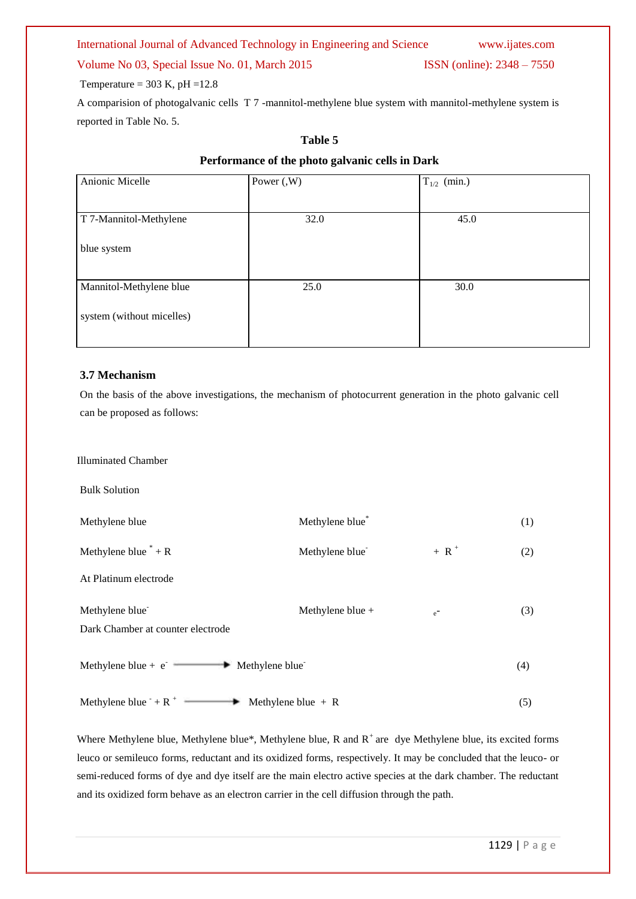Temperature = 303 K, pH =12.8

A comparision of photogalvanic cells T 7 -mannitol-methylene blue system with mannitol-methylene system is reported in Table No. 5.

**Table 5**

**Performance of the photo galvanic cells in Dark**

| Anionic Micelle | Power (,W) | $T_{1/2}$ (min.) |
|---|---|---|
| T 7-Mannitol-Methylene blue system | 32.0 | 45.0 |
| Mannitol-Methylene blue system (without micelles) | 25.0 | 30.0 |

### 3.7 Mechanism

On the basis of the above investigations, the mechanism of photocurrent generation in the photo galvanic cell can be proposed as follows:

Illuminated Chamber

Bulk Solution

Methylene blue   Methylene blue$^{*}$   (1)

Methylene blue $^{*}$ + R   Methylene blue$^{-}$   + R $^{+}$   (2)

At Platinum electrode

Methylene blue$^{-}$   Methylene blue +   $e^{-}$   (3)

Dark Chamber at counter electrode

Methylene blue + $e^{-}$ ⟶ Methylene blue$^{-}$   (4)

Methylene blue $^{-}$ + R $^{+}$ ⟶ Methylene blue + R   (5)

Where Methylene blue, Methylene blue*, Methylene blue, R and $R^{+}$ are dye Methylene blue, its excited forms leuco or semileuco forms, reductant and its oxidized forms, respectively. It may be concluded that the leuco- or semi-reduced forms of dye and dye itself are the main electro active species at the dark chamber. The reductant and its oxidized form behave as an electron carrier in the cell diffusion through the path.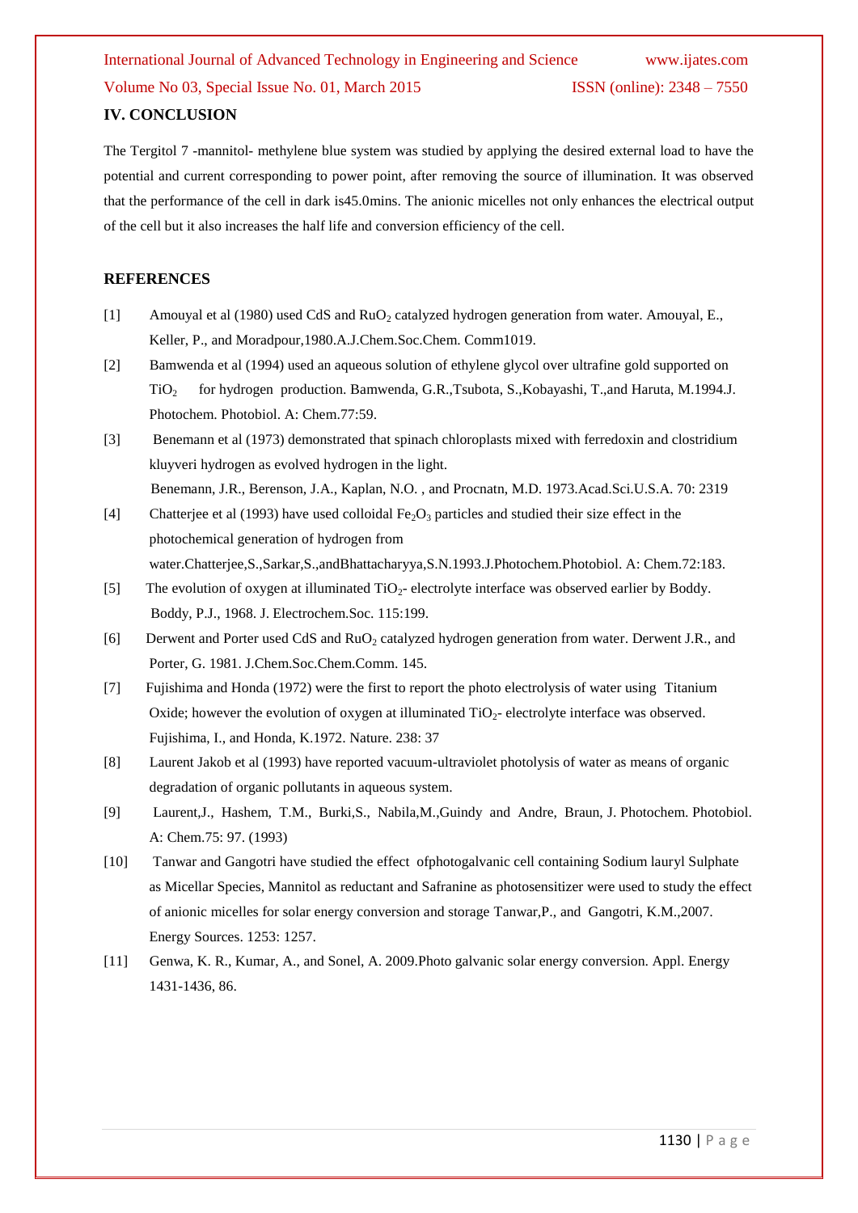## IV. CONCLUSION

The Tergitol 7 -mannitol- methylene blue system was studied by applying the desired external load to have the potential and current corresponding to power point, after removing the source of illumination. It was observed that the performance of the cell in dark is45.0mins. The anionic micelles not only enhances the electrical output of the cell but it also increases the half life and conversion efficiency of the cell.

## REFERENCES

[1] Amouyal et al (1980) used CdS and $RuO_2$ catalyzed hydrogen generation from water. Amouyal, E., Keller, P., and Moradpour,1980.A.J.Chem.Soc.Chem. Comm1019.

[2] Bamwenda et al (1994) used an aqueous solution of ethylene glycol over ultrafine gold supported on $TiO_2$ for hydrogen production. Bamwenda, G.R.,Tsubota, S.,Kobayashi, T.,and Haruta, M.1994.J. Photochem. Photobiol. A: Chem.77:59.

[3] Benemann et al (1973) demonstrated that spinach chloroplasts mixed with ferredoxin and clostridium kluyveri hydrogen as evolved hydrogen in the light.
Benemann, J.R., Berenson, J.A., Kaplan, N.O. , and Procnatn, M.D. 1973.Acad.Sci.U.S.A. 70: 2319

[4] Chatterjee et al (1993) have used colloidal $Fe_2O_3$ particles and studied their size effect in the photochemical generation of hydrogen from water.Chatterjee,S.,Sarkar,S.,andBhattacharyya,S.N.1993.J.Photochem.Photobiol. A: Chem.72:183.

[5] The evolution of oxygen at illuminated $TiO_2$- electrolyte interface was observed earlier by Boddy. Boddy, P.J., 1968. J. Electrochem.Soc. 115:199.

[6] Derwent and Porter used CdS and $RuO_2$ catalyzed hydrogen generation from water. Derwent J.R., and Porter, G. 1981. J.Chem.Soc.Chem.Comm. 145.

[7] Fujishima and Honda (1972) were the first to report the photo electrolysis of water using Titanium Oxide; however the evolution of oxygen at illuminated $TiO_2$- electrolyte interface was observed. Fujishima, I., and Honda, K.1972. Nature. 238: 37

[8] Laurent Jakob et al (1993) have reported vacuum-ultraviolet photolysis of water as means of organic degradation of organic pollutants in aqueous system.

[9] Laurent,J., Hashem, T.M., Burki,S., Nabila,M.,Guindy and Andre, Braun, J. Photochem. Photobiol. A: Chem.75: 97. (1993)

[10] Tanwar and Gangotri have studied the effect ofphotogalvanic cell containing Sodium lauryl Sulphate as Micellar Species, Mannitol as reductant and Safranine as photosensitizer were used to study the effect of anionic micelles for solar energy conversion and storage Tanwar,P., and Gangotri, K.M.,2007. Energy Sources. 1253: 1257.

[11] Genwa, K. R., Kumar, A., and Sonel, A. 2009.Photo galvanic solar energy conversion. Appl. Energy 1431-1436, 86.